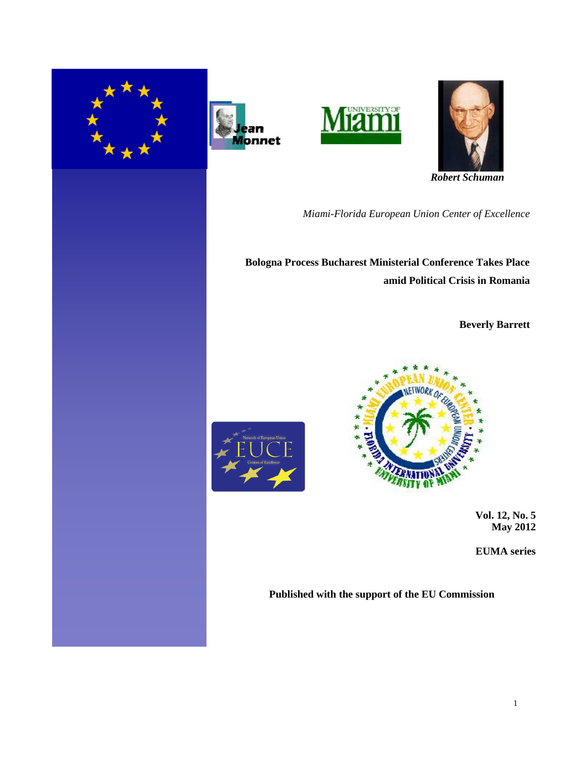*Robert Schuman*

*Miami-Florida European Union Center of Excellence*

# Bologna Process Bucharest Ministerial Conference Takes Place amid Political Crisis in Romania

**Beverly Barrett**

**Vol. 12, No. 5**
**May 2012**

**EUMA series**

**Published with the support of the EU Commission**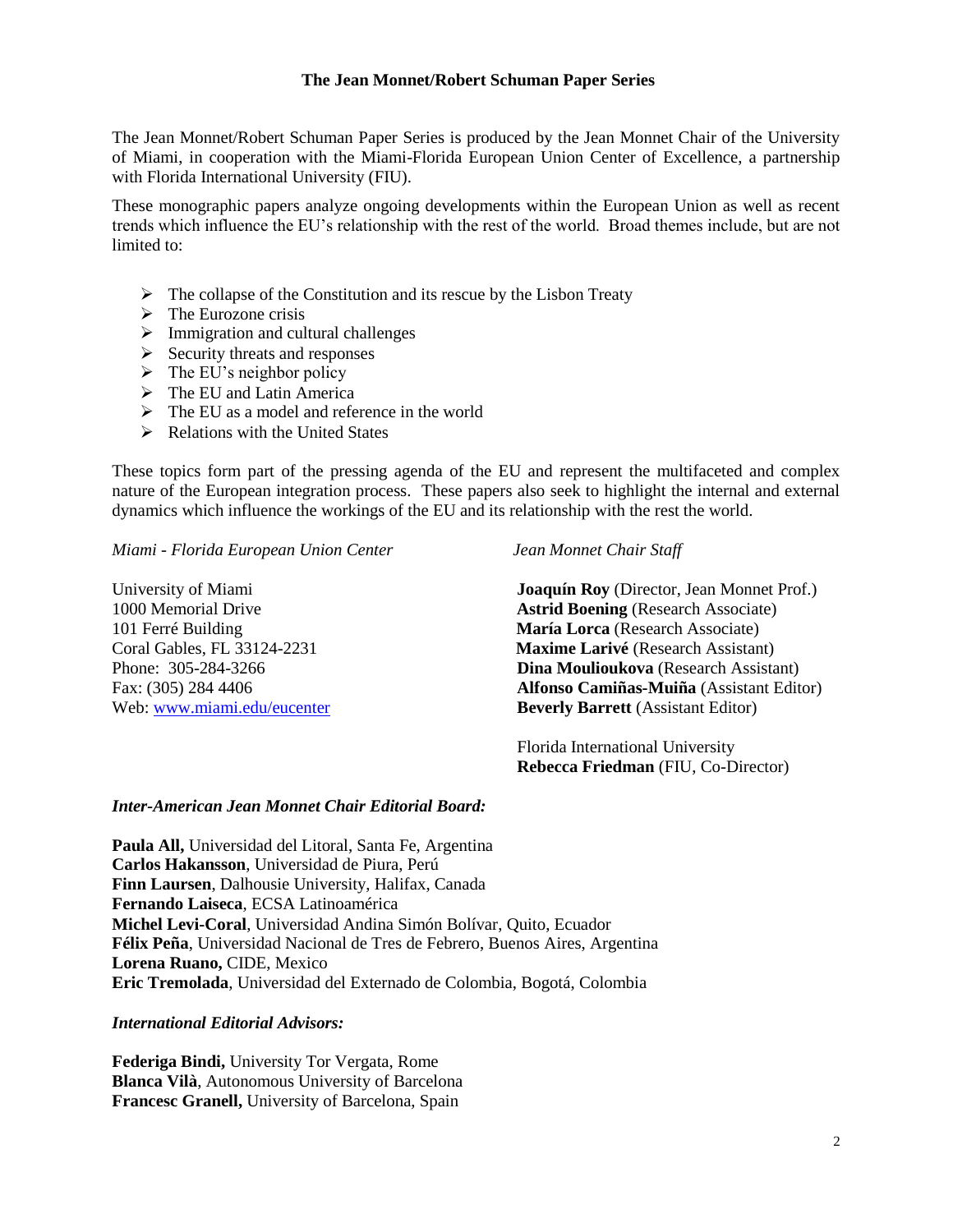## The Jean Monnet/Robert Schuman Paper Series

The Jean Monnet/Robert Schuman Paper Series is produced by the Jean Monnet Chair of the University of Miami, in cooperation with the Miami-Florida European Union Center of Excellence, a partnership with Florida International University (FIU).

These monographic papers analyze ongoing developments within the European Union as well as recent trends which influence the EU's relationship with the rest of the world. Broad themes include, but are not limited to:

- The collapse of the Constitution and its rescue by the Lisbon Treaty
- The Eurozone crisis
- Immigration and cultural challenges
- Security threats and responses
- The EU's neighbor policy
- The EU and Latin America
- The EU as a model and reference in the world
- Relations with the United States

These topics form part of the pressing agenda of the EU and represent the multifaceted and complex nature of the European integration process. These papers also seek to highlight the internal and external dynamics which influence the workings of the EU and its relationship with the rest the world.

*Miami - Florida European Union Center*

University of Miami
1000 Memorial Drive
101 Ferré Building
Coral Gables, FL 33124-2231
Phone: 305-284-3266
Fax: (305) 284 4406
Web: www.miami.edu/eucenter

*Jean Monnet Chair Staff*

**Joaquín Roy** (Director, Jean Monnet Prof.)
**Astrid Boening** (Research Associate)
**María Lorca** (Research Associate)
**Maxime Larivé** (Research Assistant)
**Dina Moulioukova** (Research Assistant)
**Alfonso Camiñas-Muiña** (Assistant Editor)
**Beverly Barrett** (Assistant Editor)

Florida International University
**Rebecca Friedman** (FIU, Co-Director)

***Inter-American Jean Monnet Chair Editorial Board:***

**Paula All,** Universidad del Litoral, Santa Fe, Argentina
**Carlos Hakansson**, Universidad de Piura, Perú
**Finn Laursen**, Dalhousie University, Halifax, Canada
**Fernando Laiseca**, ECSA Latinoamérica
**Michel Levi-Coral**, Universidad Andina Simón Bolívar, Quito, Ecuador
**Félix Peña**, Universidad Nacional de Tres de Febrero, Buenos Aires, Argentina
**Lorena Ruano,** CIDE, Mexico
**Eric Tremolada**, Universidad del Externado de Colombia, Bogotá, Colombia

***International Editorial Advisors:***

**Federiga Bindi,** University Tor Vergata, Rome
**Blanca Vilà**, Autonomous University of Barcelona
**Francesc Granell,** University of Barcelona, Spain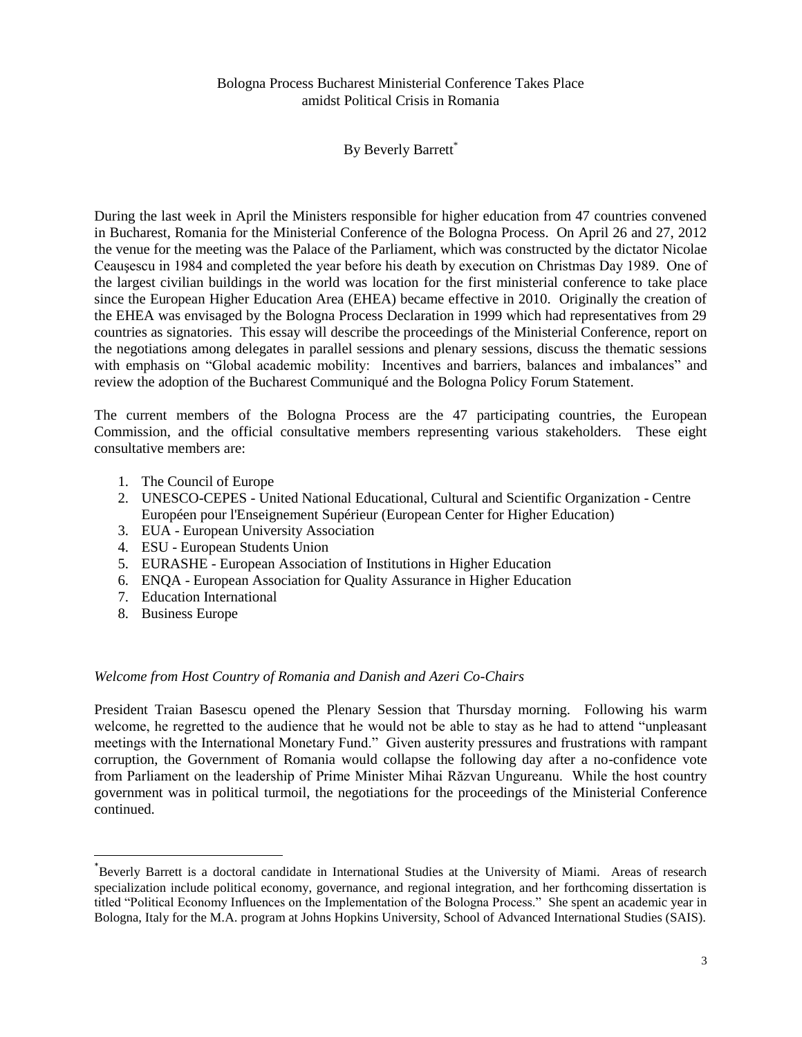# Bologna Process Bucharest Ministerial Conference Takes Place amidst Political Crisis in Romania

By Beverly Barrett[*]

During the last week in April the Ministers responsible for higher education from 47 countries convened in Bucharest, Romania for the Ministerial Conference of the Bologna Process. On April 26 and 27, 2012 the venue for the meeting was the Palace of the Parliament, which was constructed by the dictator Nicolae Ceauşescu in 1984 and completed the year before his death by execution on Christmas Day 1989. One of the largest civilian buildings in the world was location for the first ministerial conference to take place since the European Higher Education Area (EHEA) became effective in 2010. Originally the creation of the EHEA was envisaged by the Bologna Process Declaration in 1999 which had representatives from 29 countries as signatories. This essay will describe the proceedings of the Ministerial Conference, report on the negotiations among delegates in parallel sessions and plenary sessions, discuss the thematic sessions with emphasis on "Global academic mobility: Incentives and barriers, balances and imbalances" and review the adoption of the Bucharest Communiqué and the Bologna Policy Forum Statement.

The current members of the Bologna Process are the 47 participating countries, the European Commission, and the official consultative members representing various stakeholders. These eight consultative members are:

1. The Council of Europe
2. UNESCO-CEPES - United National Educational, Cultural and Scientific Organization - Centre Européen pour l'Enseignement Supérieur (European Center for Higher Education)
3. EUA - European University Association
4. ESU - European Students Union
5. EURASHE - European Association of Institutions in Higher Education
6. ENQA - European Association for Quality Assurance in Higher Education
7. Education International
8. Business Europe

*Welcome from Host Country of Romania and Danish and Azeri Co-Chairs*

President Traian Basescu opened the Plenary Session that Thursday morning. Following his warm welcome, he regretted to the audience that he would not be able to stay as he had to attend "unpleasant meetings with the International Monetary Fund." Given austerity pressures and frustrations with rampant corruption, the Government of Romania would collapse the following day after a no-confidence vote from Parliament on the leadership of Prime Minister Mihai Răzvan Ungureanu. While the host country government was in political turmoil, the negotiations for the proceedings of the Ministerial Conference continued.

---

[*] Beverly Barrett is a doctoral candidate in International Studies at the University of Miami. Areas of research specialization include political economy, governance, and regional integration, and her forthcoming dissertation is titled "Political Economy Influences on the Implementation of the Bologna Process." She spent an academic year in Bologna, Italy for the M.A. program at Johns Hopkins University, School of Advanced International Studies (SAIS).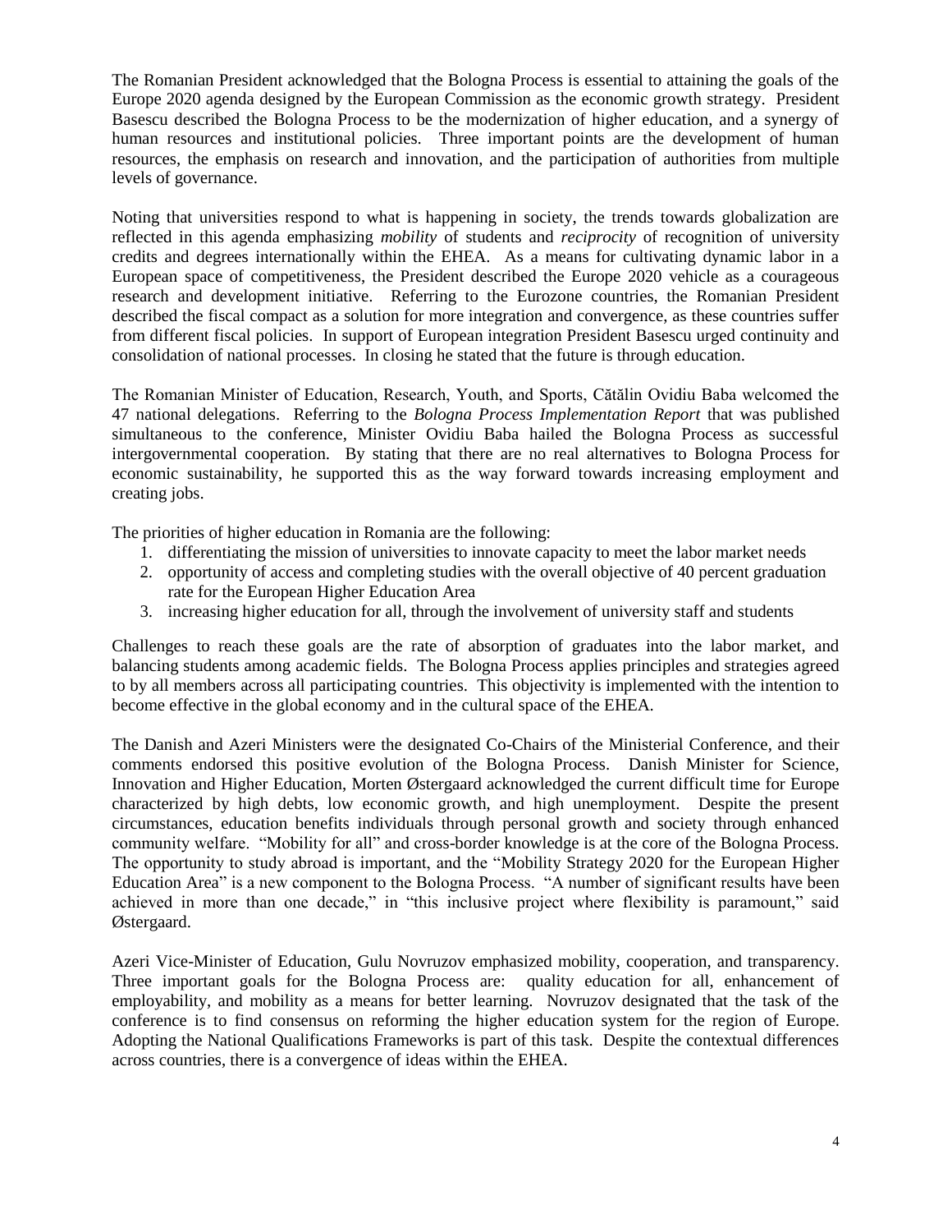The Romanian President acknowledged that the Bologna Process is essential to attaining the goals of the Europe 2020 agenda designed by the European Commission as the economic growth strategy. President Basescu described the Bologna Process to be the modernization of higher education, and a synergy of human resources and institutional policies. Three important points are the development of human resources, the emphasis on research and innovation, and the participation of authorities from multiple levels of governance.

Noting that universities respond to what is happening in society, the trends towards globalization are reflected in this agenda emphasizing *mobility* of students and *reciprocity* of recognition of university credits and degrees internationally within the EHEA. As a means for cultivating dynamic labor in a European space of competitiveness, the President described the Europe 2020 vehicle as a courageous research and development initiative. Referring to the Eurozone countries, the Romanian President described the fiscal compact as a solution for more integration and convergence, as these countries suffer from different fiscal policies. In support of European integration President Basescu urged continuity and consolidation of national processes. In closing he stated that the future is through education.

The Romanian Minister of Education, Research, Youth, and Sports, Cătălin Ovidiu Baba welcomed the 47 national delegations. Referring to the *Bologna Process Implementation Report* that was published simultaneous to the conference, Minister Ovidiu Baba hailed the Bologna Process as successful intergovernmental cooperation. By stating that there are no real alternatives to Bologna Process for economic sustainability, he supported this as the way forward towards increasing employment and creating jobs.

The priorities of higher education in Romania are the following:

1. differentiating the mission of universities to innovate capacity to meet the labor market needs
2. opportunity of access and completing studies with the overall objective of 40 percent graduation rate for the European Higher Education Area
3. increasing higher education for all, through the involvement of university staff and students

Challenges to reach these goals are the rate of absorption of graduates into the labor market, and balancing students among academic fields. The Bologna Process applies principles and strategies agreed to by all members across all participating countries. This objectivity is implemented with the intention to become effective in the global economy and in the cultural space of the EHEA.

The Danish and Azeri Ministers were the designated Co-Chairs of the Ministerial Conference, and their comments endorsed this positive evolution of the Bologna Process. Danish Minister for Science, Innovation and Higher Education, Morten Østergaard acknowledged the current difficult time for Europe characterized by high debts, low economic growth, and high unemployment. Despite the present circumstances, education benefits individuals through personal growth and society through enhanced community welfare. "Mobility for all" and cross-border knowledge is at the core of the Bologna Process. The opportunity to study abroad is important, and the "Mobility Strategy 2020 for the European Higher Education Area" is a new component to the Bologna Process. "A number of significant results have been achieved in more than one decade," in "this inclusive project where flexibility is paramount," said Østergaard.

Azeri Vice-Minister of Education, Gulu Novruzov emphasized mobility, cooperation, and transparency. Three important goals for the Bologna Process are: quality education for all, enhancement of employability, and mobility as a means for better learning. Novruzov designated that the task of the conference is to find consensus on reforming the higher education system for the region of Europe. Adopting the National Qualifications Frameworks is part of this task. Despite the contextual differences across countries, there is a convergence of ideas within the EHEA.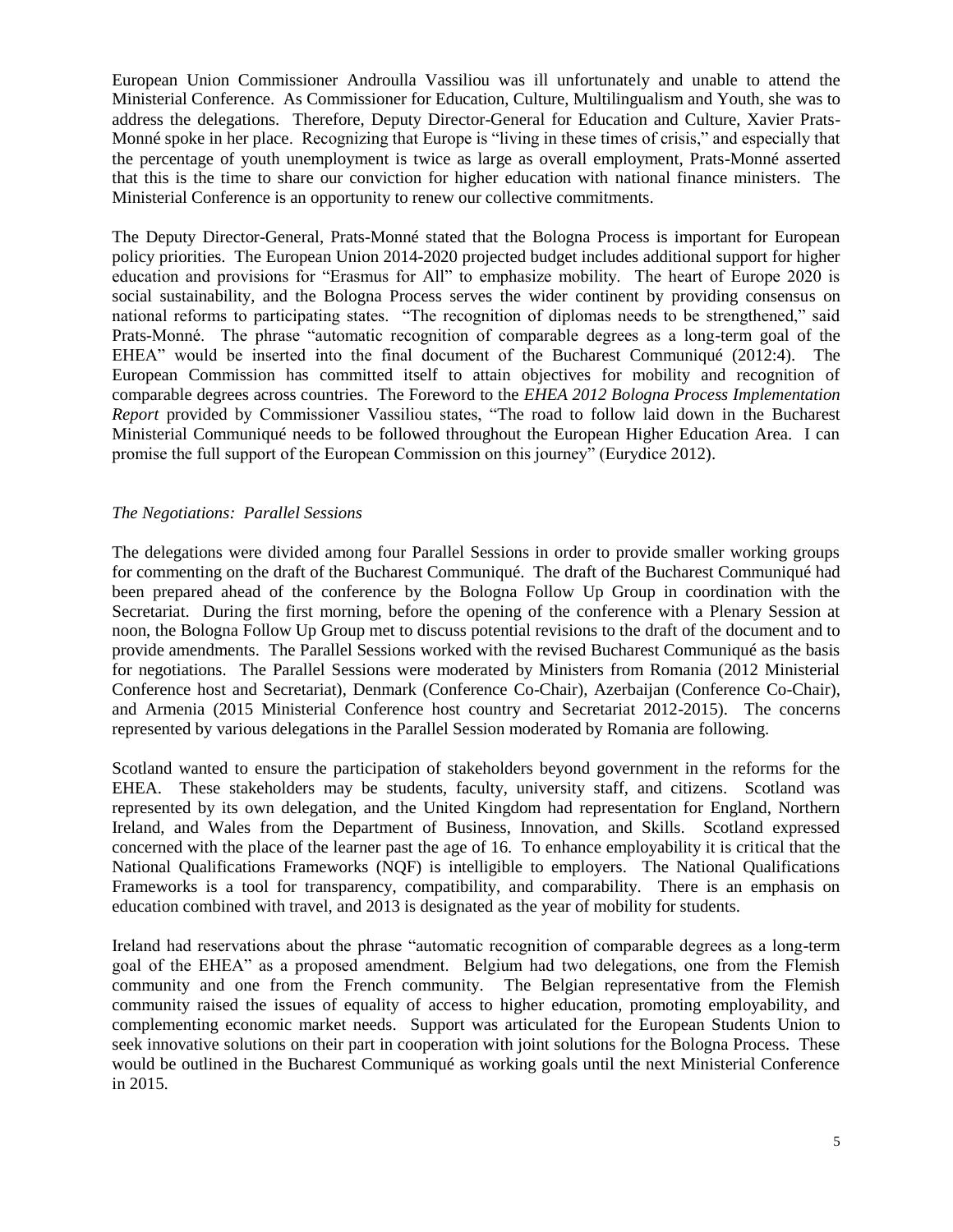European Union Commissioner Androulla Vassiliou was ill unfortunately and unable to attend the Ministerial Conference. As Commissioner for Education, Culture, Multilingualism and Youth, she was to address the delegations. Therefore, Deputy Director-General for Education and Culture, Xavier Prats-Monné spoke in her place. Recognizing that Europe is "living in these times of crisis," and especially that the percentage of youth unemployment is twice as large as overall employment, Prats-Monné asserted that this is the time to share our conviction for higher education with national finance ministers. The Ministerial Conference is an opportunity to renew our collective commitments.

The Deputy Director-General, Prats-Monné stated that the Bologna Process is important for European policy priorities. The European Union 2014-2020 projected budget includes additional support for higher education and provisions for "Erasmus for All" to emphasize mobility. The heart of Europe 2020 is social sustainability, and the Bologna Process serves the wider continent by providing consensus on national reforms to participating states. "The recognition of diplomas needs to be strengthened," said Prats-Monné. The phrase "automatic recognition of comparable degrees as a long-term goal of the EHEA" would be inserted into the final document of the Bucharest Communiqué (2012:4). The European Commission has committed itself to attain objectives for mobility and recognition of comparable degrees across countries. The Foreword to the *EHEA 2012 Bologna Process Implementation Report* provided by Commissioner Vassiliou states, "The road to follow laid down in the Bucharest Ministerial Communiqué needs to be followed throughout the European Higher Education Area. I can promise the full support of the European Commission on this journey" (Eurydice 2012).

*The Negotiations: Parallel Sessions*

The delegations were divided among four Parallel Sessions in order to provide smaller working groups for commenting on the draft of the Bucharest Communiqué. The draft of the Bucharest Communiqué had been prepared ahead of the conference by the Bologna Follow Up Group in coordination with the Secretariat. During the first morning, before the opening of the conference with a Plenary Session at noon, the Bologna Follow Up Group met to discuss potential revisions to the draft of the document and to provide amendments. The Parallel Sessions worked with the revised Bucharest Communiqué as the basis for negotiations. The Parallel Sessions were moderated by Ministers from Romania (2012 Ministerial Conference host and Secretariat), Denmark (Conference Co-Chair), Azerbaijan (Conference Co-Chair), and Armenia (2015 Ministerial Conference host country and Secretariat 2012-2015). The concerns represented by various delegations in the Parallel Session moderated by Romania are following.

Scotland wanted to ensure the participation of stakeholders beyond government in the reforms for the EHEA. These stakeholders may be students, faculty, university staff, and citizens. Scotland was represented by its own delegation, and the United Kingdom had representation for England, Northern Ireland, and Wales from the Department of Business, Innovation, and Skills. Scotland expressed concerned with the place of the learner past the age of 16. To enhance employability it is critical that the National Qualifications Frameworks (NQF) is intelligible to employers. The National Qualifications Frameworks is a tool for transparency, compatibility, and comparability. There is an emphasis on education combined with travel, and 2013 is designated as the year of mobility for students.

Ireland had reservations about the phrase "automatic recognition of comparable degrees as a long-term goal of the EHEA" as a proposed amendment. Belgium had two delegations, one from the Flemish community and one from the French community. The Belgian representative from the Flemish community raised the issues of equality of access to higher education, promoting employability, and complementing economic market needs. Support was articulated for the European Students Union to seek innovative solutions on their part in cooperation with joint solutions for the Bologna Process. These would be outlined in the Bucharest Communiqué as working goals until the next Ministerial Conference in 2015.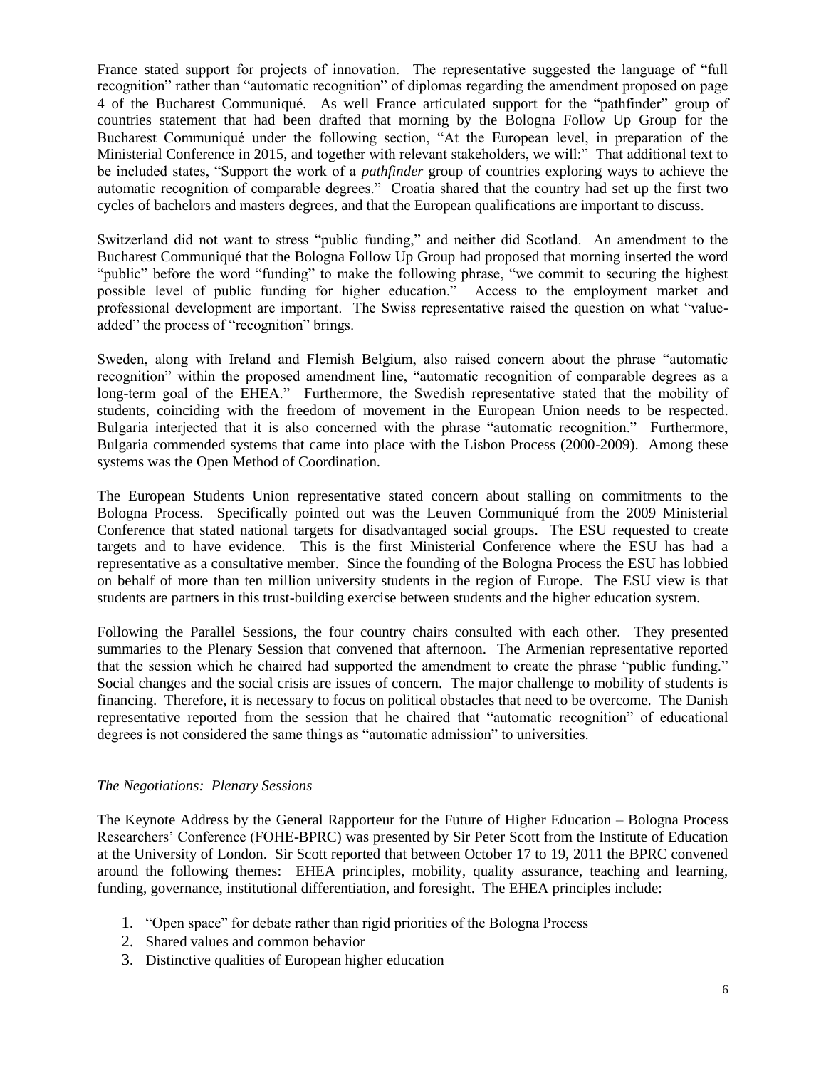France stated support for projects of innovation. The representative suggested the language of "full recognition" rather than "automatic recognition" of diplomas regarding the amendment proposed on page 4 of the Bucharest Communiqué. As well France articulated support for the "pathfinder" group of countries statement that had been drafted that morning by the Bologna Follow Up Group for the Bucharest Communiqué under the following section, "At the European level, in preparation of the Ministerial Conference in 2015, and together with relevant stakeholders, we will:" That additional text to be included states, "Support the work of a *pathfinder* group of countries exploring ways to achieve the automatic recognition of comparable degrees." Croatia shared that the country had set up the first two cycles of bachelors and masters degrees, and that the European qualifications are important to discuss.

Switzerland did not want to stress "public funding," and neither did Scotland. An amendment to the Bucharest Communiqué that the Bologna Follow Up Group had proposed that morning inserted the word "public" before the word "funding" to make the following phrase, "we commit to securing the highest possible level of public funding for higher education." Access to the employment market and professional development are important. The Swiss representative raised the question on what "value-added" the process of "recognition" brings.

Sweden, along with Ireland and Flemish Belgium, also raised concern about the phrase "automatic recognition" within the proposed amendment line, "automatic recognition of comparable degrees as a long-term goal of the EHEA." Furthermore, the Swedish representative stated that the mobility of students, coinciding with the freedom of movement in the European Union needs to be respected. Bulgaria interjected that it is also concerned with the phrase "automatic recognition." Furthermore, Bulgaria commended systems that came into place with the Lisbon Process (2000-2009). Among these systems was the Open Method of Coordination.

The European Students Union representative stated concern about stalling on commitments to the Bologna Process. Specifically pointed out was the Leuven Communiqué from the 2009 Ministerial Conference that stated national targets for disadvantaged social groups. The ESU requested to create targets and to have evidence. This is the first Ministerial Conference where the ESU has had a representative as a consultative member. Since the founding of the Bologna Process the ESU has lobbied on behalf of more than ten million university students in the region of Europe. The ESU view is that students are partners in this trust-building exercise between students and the higher education system.

Following the Parallel Sessions, the four country chairs consulted with each other. They presented summaries to the Plenary Session that convened that afternoon. The Armenian representative reported that the session which he chaired had supported the amendment to create the phrase "public funding." Social changes and the social crisis are issues of concern. The major challenge to mobility of students is financing. Therefore, it is necessary to focus on political obstacles that need to be overcome. The Danish representative reported from the session that he chaired that "automatic recognition" of educational degrees is not considered the same things as "automatic admission" to universities.

*The Negotiations: Plenary Sessions*

The Keynote Address by the General Rapporteur for the Future of Higher Education – Bologna Process Researchers' Conference (FOHE-BPRC) was presented by Sir Peter Scott from the Institute of Education at the University of London. Sir Scott reported that between October 17 to 19, 2011 the BPRC convened around the following themes: EHEA principles, mobility, quality assurance, teaching and learning, funding, governance, institutional differentiation, and foresight. The EHEA principles include:

1. "Open space" for debate rather than rigid priorities of the Bologna Process
2. Shared values and common behavior
3. Distinctive qualities of European higher education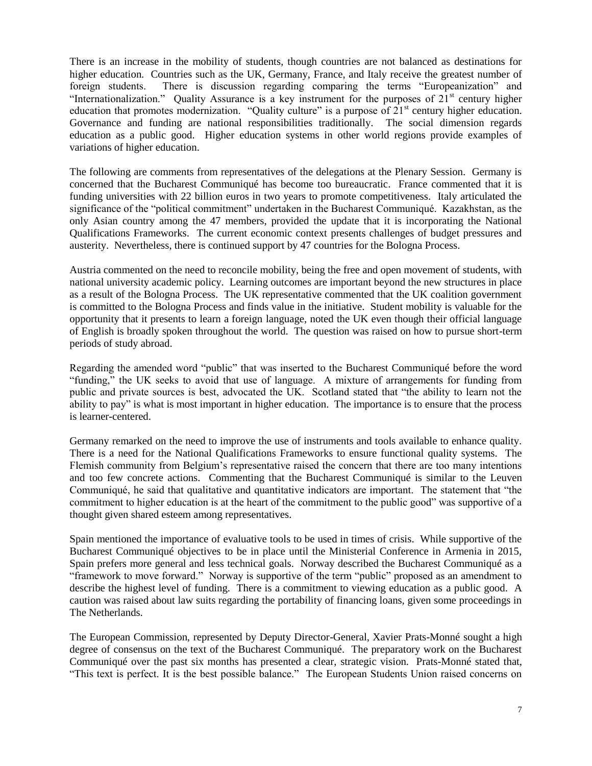There is an increase in the mobility of students, though countries are not balanced as destinations for higher education. Countries such as the UK, Germany, France, and Italy receive the greatest number of foreign students. There is discussion regarding comparing the terms "Europeanization" and "Internationalization." Quality Assurance is a key instrument for the purposes of 21st century higher education that promotes modernization. "Quality culture" is a purpose of 21st century higher education. Governance and funding are national responsibilities traditionally. The social dimension regards education as a public good. Higher education systems in other world regions provide examples of variations of higher education.

The following are comments from representatives of the delegations at the Plenary Session. Germany is concerned that the Bucharest Communiqué has become too bureaucratic. France commented that it is funding universities with 22 billion euros in two years to promote competitiveness. Italy articulated the significance of the "political commitment" undertaken in the Bucharest Communiqué. Kazakhstan, as the only Asian country among the 47 members, provided the update that it is incorporating the National Qualifications Frameworks. The current economic context presents challenges of budget pressures and austerity. Nevertheless, there is continued support by 47 countries for the Bologna Process.

Austria commented on the need to reconcile mobility, being the free and open movement of students, with national university academic policy. Learning outcomes are important beyond the new structures in place as a result of the Bologna Process. The UK representative commented that the UK coalition government is committed to the Bologna Process and finds value in the initiative. Student mobility is valuable for the opportunity that it presents to learn a foreign language, noted the UK even though their official language of English is broadly spoken throughout the world. The question was raised on how to pursue short-term periods of study abroad.

Regarding the amended word "public" that was inserted to the Bucharest Communiqué before the word "funding," the UK seeks to avoid that use of language. A mixture of arrangements for funding from public and private sources is best, advocated the UK. Scotland stated that "the ability to learn not the ability to pay" is what is most important in higher education. The importance is to ensure that the process is learner-centered.

Germany remarked on the need to improve the use of instruments and tools available to enhance quality. There is a need for the National Qualifications Frameworks to ensure functional quality systems. The Flemish community from Belgium's representative raised the concern that there are too many intentions and too few concrete actions. Commenting that the Bucharest Communiqué is similar to the Leuven Communiqué, he said that qualitative and quantitative indicators are important. The statement that "the commitment to higher education is at the heart of the commitment to the public good" was supportive of a thought given shared esteem among representatives.

Spain mentioned the importance of evaluative tools to be used in times of crisis. While supportive of the Bucharest Communiqué objectives to be in place until the Ministerial Conference in Armenia in 2015, Spain prefers more general and less technical goals. Norway described the Bucharest Communiqué as a "framework to move forward." Norway is supportive of the term "public" proposed as an amendment to describe the highest level of funding. There is a commitment to viewing education as a public good. A caution was raised about law suits regarding the portability of financing loans, given some proceedings in The Netherlands.

The European Commission, represented by Deputy Director-General, Xavier Prats-Monné sought a high degree of consensus on the text of the Bucharest Communiqué. The preparatory work on the Bucharest Communiqué over the past six months has presented a clear, strategic vision. Prats-Monné stated that, "This text is perfect. It is the best possible balance." The European Students Union raised concerns on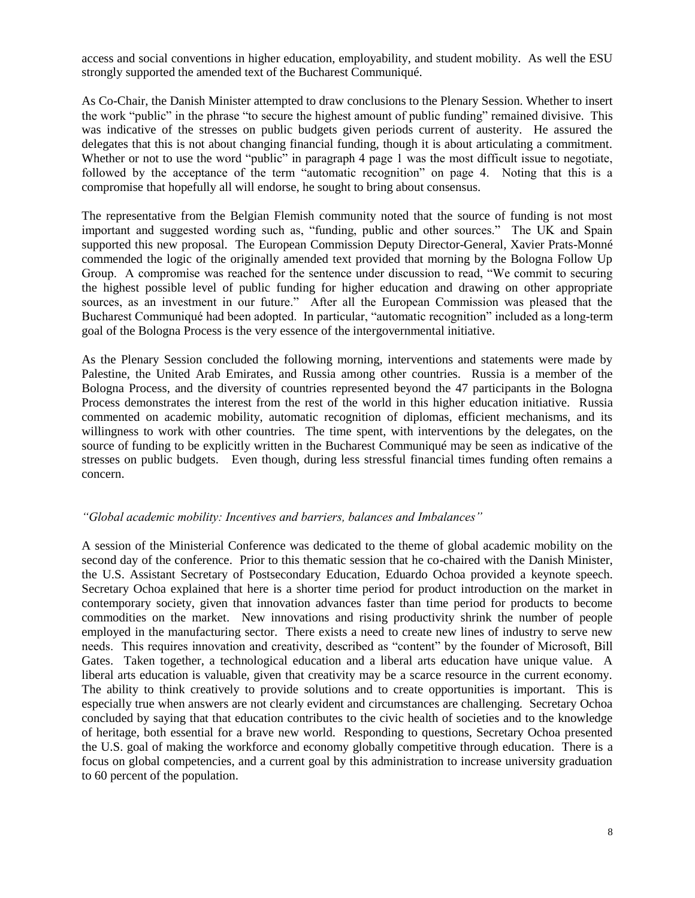access and social conventions in higher education, employability, and student mobility. As well the ESU strongly supported the amended text of the Bucharest Communiqué.

As Co-Chair, the Danish Minister attempted to draw conclusions to the Plenary Session. Whether to insert the work "public" in the phrase "to secure the highest amount of public funding" remained divisive. This was indicative of the stresses on public budgets given periods current of austerity. He assured the delegates that this is not about changing financial funding, though it is about articulating a commitment. Whether or not to use the word "public" in paragraph 4 page 1 was the most difficult issue to negotiate, followed by the acceptance of the term "automatic recognition" on page 4. Noting that this is a compromise that hopefully all will endorse, he sought to bring about consensus.

The representative from the Belgian Flemish community noted that the source of funding is not most important and suggested wording such as, "funding, public and other sources." The UK and Spain supported this new proposal. The European Commission Deputy Director-General, Xavier Prats-Monné commended the logic of the originally amended text provided that morning by the Bologna Follow Up Group. A compromise was reached for the sentence under discussion to read, "We commit to securing the highest possible level of public funding for higher education and drawing on other appropriate sources, as an investment in our future." After all the European Commission was pleased that the Bucharest Communiqué had been adopted. In particular, "automatic recognition" included as a long-term goal of the Bologna Process is the very essence of the intergovernmental initiative.

As the Plenary Session concluded the following morning, interventions and statements were made by Palestine, the United Arab Emirates, and Russia among other countries. Russia is a member of the Bologna Process, and the diversity of countries represented beyond the 47 participants in the Bologna Process demonstrates the interest from the rest of the world in this higher education initiative. Russia commented on academic mobility, automatic recognition of diplomas, efficient mechanisms, and its willingness to work with other countries. The time spent, with interventions by the delegates, on the source of funding to be explicitly written in the Bucharest Communiqué may be seen as indicative of the stresses on public budgets. Even though, during less stressful financial times funding often remains a concern.

*"Global academic mobility: Incentives and barriers, balances and Imbalances"*

A session of the Ministerial Conference was dedicated to the theme of global academic mobility on the second day of the conference. Prior to this thematic session that he co-chaired with the Danish Minister, the U.S. Assistant Secretary of Postsecondary Education, Eduardo Ochoa provided a keynote speech. Secretary Ochoa explained that here is a shorter time period for product introduction on the market in contemporary society, given that innovation advances faster than time period for products to become commodities on the market. New innovations and rising productivity shrink the number of people employed in the manufacturing sector. There exists a need to create new lines of industry to serve new needs. This requires innovation and creativity, described as "content" by the founder of Microsoft, Bill Gates. Taken together, a technological education and a liberal arts education have unique value. A liberal arts education is valuable, given that creativity may be a scarce resource in the current economy. The ability to think creatively to provide solutions and to create opportunities is important. This is especially true when answers are not clearly evident and circumstances are challenging. Secretary Ochoa concluded by saying that that education contributes to the civic health of societies and to the knowledge of heritage, both essential for a brave new world. Responding to questions, Secretary Ochoa presented the U.S. goal of making the workforce and economy globally competitive through education. There is a focus on global competencies, and a current goal by this administration to increase university graduation to 60 percent of the population.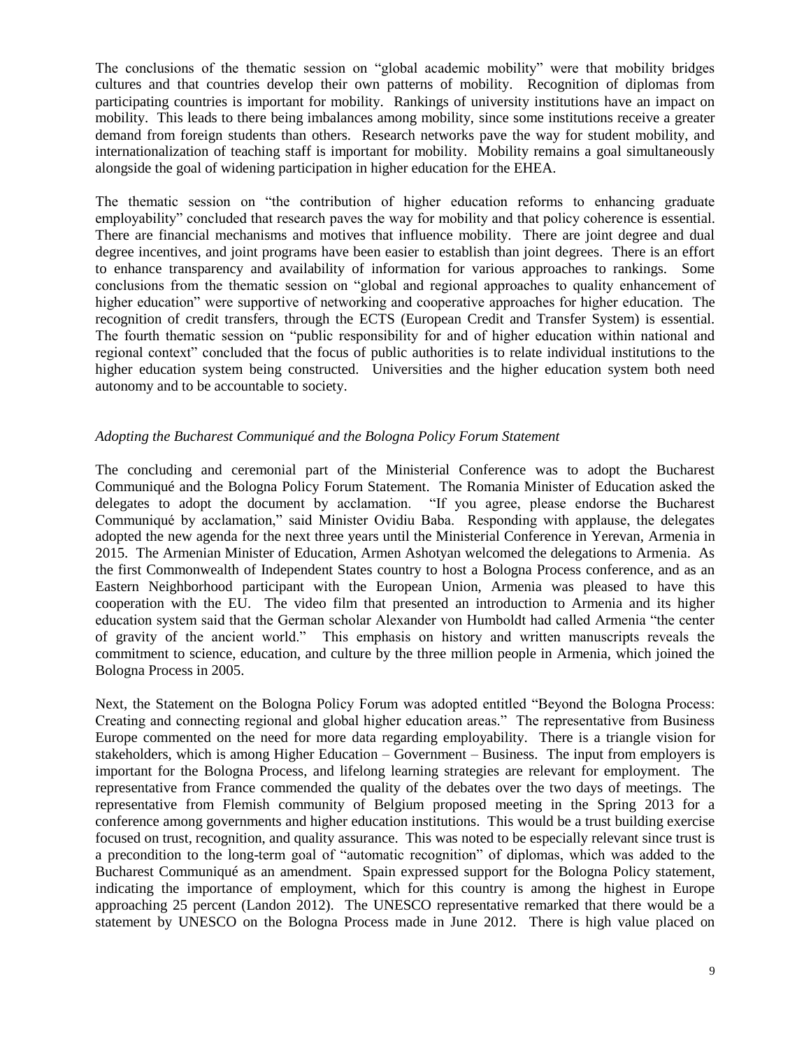The conclusions of the thematic session on "global academic mobility" were that mobility bridges cultures and that countries develop their own patterns of mobility. Recognition of diplomas from participating countries is important for mobility. Rankings of university institutions have an impact on mobility. This leads to there being imbalances among mobility, since some institutions receive a greater demand from foreign students than others. Research networks pave the way for student mobility, and internationalization of teaching staff is important for mobility. Mobility remains a goal simultaneously alongside the goal of widening participation in higher education for the EHEA.

The thematic session on "the contribution of higher education reforms to enhancing graduate employability" concluded that research paves the way for mobility and that policy coherence is essential. There are financial mechanisms and motives that influence mobility. There are joint degree and dual degree incentives, and joint programs have been easier to establish than joint degrees. There is an effort to enhance transparency and availability of information for various approaches to rankings. Some conclusions from the thematic session on "global and regional approaches to quality enhancement of higher education" were supportive of networking and cooperative approaches for higher education. The recognition of credit transfers, through the ECTS (European Credit and Transfer System) is essential. The fourth thematic session on "public responsibility for and of higher education within national and regional context" concluded that the focus of public authorities is to relate individual institutions to the higher education system being constructed. Universities and the higher education system both need autonomy and to be accountable to society.

*Adopting the Bucharest Communiqué and the Bologna Policy Forum Statement*

The concluding and ceremonial part of the Ministerial Conference was to adopt the Bucharest Communiqué and the Bologna Policy Forum Statement. The Romania Minister of Education asked the delegates to adopt the document by acclamation. "If you agree, please endorse the Bucharest Communiqué by acclamation," said Minister Ovidiu Baba. Responding with applause, the delegates adopted the new agenda for the next three years until the Ministerial Conference in Yerevan, Armenia in 2015. The Armenian Minister of Education, Armen Ashotyan welcomed the delegations to Armenia. As the first Commonwealth of Independent States country to host a Bologna Process conference, and as an Eastern Neighborhood participant with the European Union, Armenia was pleased to have this cooperation with the EU. The video film that presented an introduction to Armenia and its higher education system said that the German scholar Alexander von Humboldt had called Armenia "the center of gravity of the ancient world." This emphasis on history and written manuscripts reveals the commitment to science, education, and culture by the three million people in Armenia, which joined the Bologna Process in 2005.

Next, the Statement on the Bologna Policy Forum was adopted entitled "Beyond the Bologna Process: Creating and connecting regional and global higher education areas." The representative from Business Europe commented on the need for more data regarding employability. There is a triangle vision for stakeholders, which is among Higher Education – Government – Business. The input from employers is important for the Bologna Process, and lifelong learning strategies are relevant for employment. The representative from France commended the quality of the debates over the two days of meetings. The representative from Flemish community of Belgium proposed meeting in the Spring 2013 for a conference among governments and higher education institutions. This would be a trust building exercise focused on trust, recognition, and quality assurance. This was noted to be especially relevant since trust is a precondition to the long-term goal of "automatic recognition" of diplomas, which was added to the Bucharest Communiqué as an amendment. Spain expressed support for the Bologna Policy statement, indicating the importance of employment, which for this country is among the highest in Europe approaching 25 percent (Landon 2012). The UNESCO representative remarked that there would be a statement by UNESCO on the Bologna Process made in June 2012. There is high value placed on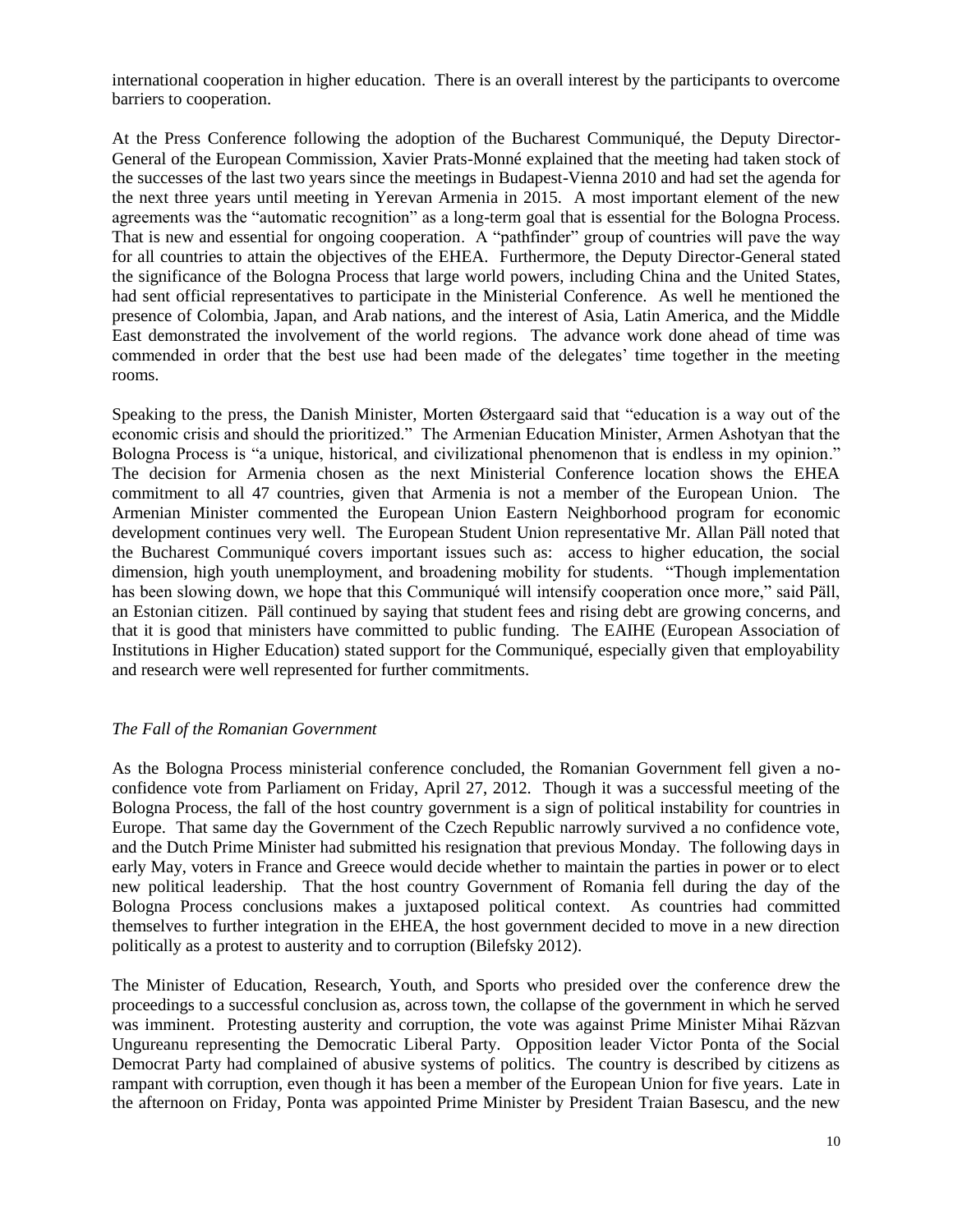international cooperation in higher education. There is an overall interest by the participants to overcome barriers to cooperation.

At the Press Conference following the adoption of the Bucharest Communiqué, the Deputy Director-General of the European Commission, Xavier Prats-Monné explained that the meeting had taken stock of the successes of the last two years since the meetings in Budapest-Vienna 2010 and had set the agenda for the next three years until meeting in Yerevan Armenia in 2015. A most important element of the new agreements was the "automatic recognition" as a long-term goal that is essential for the Bologna Process. That is new and essential for ongoing cooperation. A "pathfinder" group of countries will pave the way for all countries to attain the objectives of the EHEA. Furthermore, the Deputy Director-General stated the significance of the Bologna Process that large world powers, including China and the United States, had sent official representatives to participate in the Ministerial Conference. As well he mentioned the presence of Colombia, Japan, and Arab nations, and the interest of Asia, Latin America, and the Middle East demonstrated the involvement of the world regions. The advance work done ahead of time was commended in order that the best use had been made of the delegates' time together in the meeting rooms.

Speaking to the press, the Danish Minister, Morten Østergaard said that "education is a way out of the economic crisis and should the prioritized." The Armenian Education Minister, Armen Ashotyan that the Bologna Process is "a unique, historical, and civilizational phenomenon that is endless in my opinion." The decision for Armenia chosen as the next Ministerial Conference location shows the EHEA commitment to all 47 countries, given that Armenia is not a member of the European Union. The Armenian Minister commented the European Union Eastern Neighborhood program for economic development continues very well. The European Student Union representative Mr. Allan Päll noted that the Bucharest Communiqué covers important issues such as: access to higher education, the social dimension, high youth unemployment, and broadening mobility for students. "Though implementation has been slowing down, we hope that this Communiqué will intensify cooperation once more," said Päll, an Estonian citizen. Päll continued by saying that student fees and rising debt are growing concerns, and that it is good that ministers have committed to public funding. The EAIHE (European Association of Institutions in Higher Education) stated support for the Communiqué, especially given that employability and research were well represented for further commitments.

*The Fall of the Romanian Government*

As the Bologna Process ministerial conference concluded, the Romanian Government fell given a no-confidence vote from Parliament on Friday, April 27, 2012. Though it was a successful meeting of the Bologna Process, the fall of the host country government is a sign of political instability for countries in Europe. That same day the Government of the Czech Republic narrowly survived a no confidence vote, and the Dutch Prime Minister had submitted his resignation that previous Monday. The following days in early May, voters in France and Greece would decide whether to maintain the parties in power or to elect new political leadership. That the host country Government of Romania fell during the day of the Bologna Process conclusions makes a juxtaposed political context. As countries had committed themselves to further integration in the EHEA, the host government decided to move in a new direction politically as a protest to austerity and to corruption (Bilefsky 2012).

The Minister of Education, Research, Youth, and Sports who presided over the conference drew the proceedings to a successful conclusion as, across town, the collapse of the government in which he served was imminent. Protesting austerity and corruption, the vote was against Prime Minister Mihai Răzvan Ungureanu representing the Democratic Liberal Party. Opposition leader Victor Ponta of the Social Democrat Party had complained of abusive systems of politics. The country is described by citizens as rampant with corruption, even though it has been a member of the European Union for five years. Late in the afternoon on Friday, Ponta was appointed Prime Minister by President Traian Basescu, and the new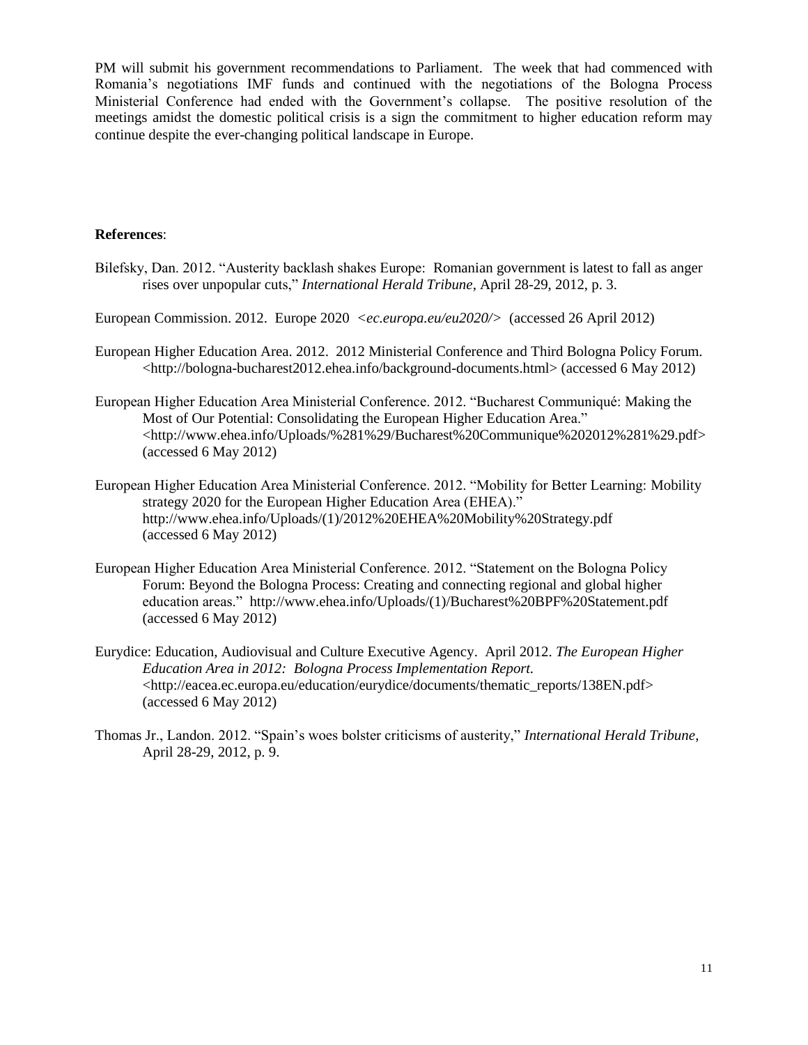PM will submit his government recommendations to Parliament. The week that had commenced with Romania's negotiations IMF funds and continued with the negotiations of the Bologna Process Ministerial Conference had ended with the Government's collapse. The positive resolution of the meetings amidst the domestic political crisis is a sign the commitment to higher education reform may continue despite the ever-changing political landscape in Europe.

**References**:

Bilefsky, Dan. 2012. "Austerity backlash shakes Europe: Romanian government is latest to fall as anger rises over unpopular cuts," *International Herald Tribune*, April 28-29, 2012, p. 3.

European Commission. 2012. Europe 2020 <*ec.europa.eu/eu2020/*> (accessed 26 April 2012)

European Higher Education Area. 2012. 2012 Ministerial Conference and Third Bologna Policy Forum. <http://bologna-bucharest2012.ehea.info/background-documents.html> (accessed 6 May 2012)

European Higher Education Area Ministerial Conference. 2012. "Bucharest Communiqué: Making the Most of Our Potential: Consolidating the European Higher Education Area." <http://www.ehea.info/Uploads/%281%29/Bucharest%20Communique%202012%281%29.pdf> (accessed 6 May 2012)

European Higher Education Area Ministerial Conference. 2012. "Mobility for Better Learning: Mobility strategy 2020 for the European Higher Education Area (EHEA)." http://www.ehea.info/Uploads/(1)/2012%20EHEA%20Mobility%20Strategy.pdf (accessed 6 May 2012)

European Higher Education Area Ministerial Conference. 2012. "Statement on the Bologna Policy Forum: Beyond the Bologna Process: Creating and connecting regional and global higher education areas." http://www.ehea.info/Uploads/(1)/Bucharest%20BPF%20Statement.pdf (accessed 6 May 2012)

Eurydice: Education, Audiovisual and Culture Executive Agency. April 2012. *The European Higher Education Area in 2012: Bologna Process Implementation Report.* <http://eacea.ec.europa.eu/education/eurydice/documents/thematic_reports/138EN.pdf> (accessed 6 May 2012)

Thomas Jr., Landon. 2012. "Spain's woes bolster criticisms of austerity," *International Herald Tribune*, April 28-29, 2012, p. 9.